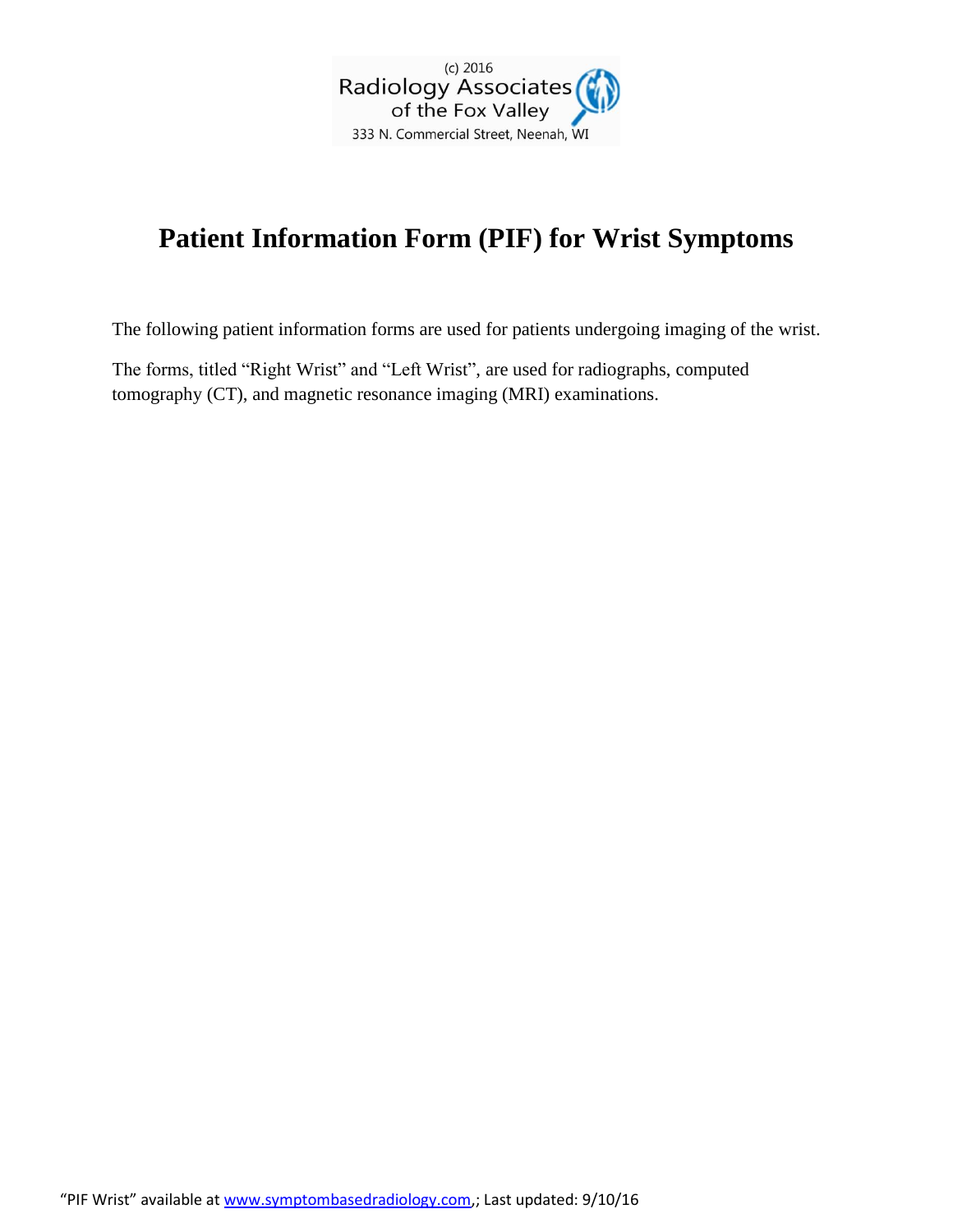(c) 2016
Radiology Associates
of the Fox Valley
333 N. Commercial Street, Neenah, WI

# Patient Information Form (PIF) for Wrist Symptoms

The following patient information forms are used for patients undergoing imaging of the wrist.

The forms, titled "Right Wrist" and "Left Wrist", are used for radiographs, computed tomography (CT), and magnetic resonance imaging (MRI) examinations.

"PIF Wrist" available at www.symptombasedradiology.com,; Last updated: 9/10/16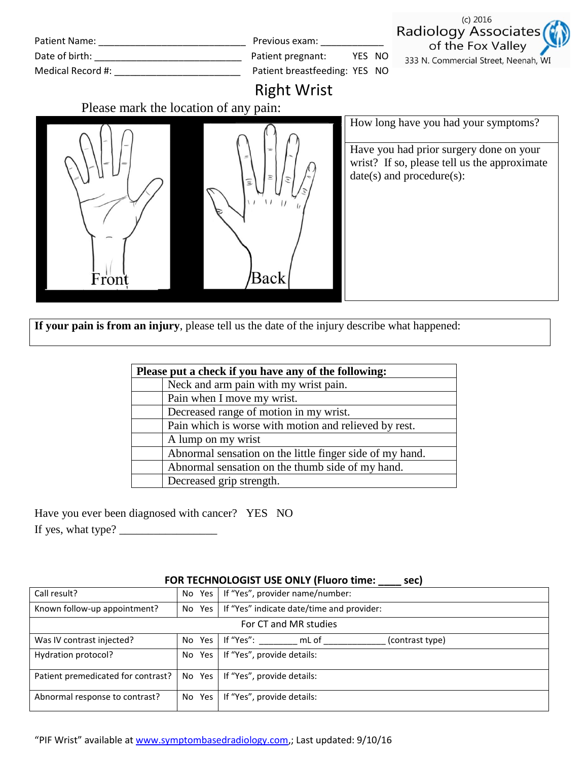(c) 2016
Radiology Associates of the Fox Valley
333 N. Commercial Street, Neenah, WI

Patient Name: ___________________________ Previous exam: ____________

Date of birth: ___________________________ Patient pregnant: YES NO

Medical Record #: _______________________ Patient breastfeeding: YES NO

# Right Wrist

Please mark the location of any pain:

Front

Back

How long have you had your symptoms?

Have you had prior surgery done on your wrist? If so, please tell us the approximate date(s) and procedure(s):

**If your pain is from an injury**, please tell us the date of the injury describe what happened:

| **Please put a check if you have any of the following:** | |
|---|---|
| | Neck and arm pain with my wrist pain. |
| | Pain when I move my wrist. |
| | Decreased range of motion in my wrist. |
| | Pain which is worse with motion and relieved by rest. |
| | A lump on my wrist |
| | Abnormal sensation on the little finger side of my hand. |
| | Abnormal sensation on the thumb side of my hand. |
| | Decreased grip strength. |

Have you ever been diagnosed with cancer? YES NO

If yes, what type? _________________

**FOR TECHNOLOGIST USE ONLY (Fluoro time: ____ sec)**

| | | |
|---|---|---|
| Call result? | No Yes | If "Yes", provider name/number: |
| Known follow-up appointment? | No Yes | If "Yes" indicate date/time and provider: |
| For CT and MR studies | | |
| Was IV contrast injected? | No Yes | If "Yes": ________ mL of _____________ (contrast type) |
| Hydration protocol? | No Yes | If "Yes", provide details: |
| Patient premedicated for contrast? | No Yes | If "Yes", provide details: |
| Abnormal response to contrast? | No Yes | If "Yes", provide details: |

"PIF Wrist" available at www.symptombasedradiology.com,; Last updated: 9/10/16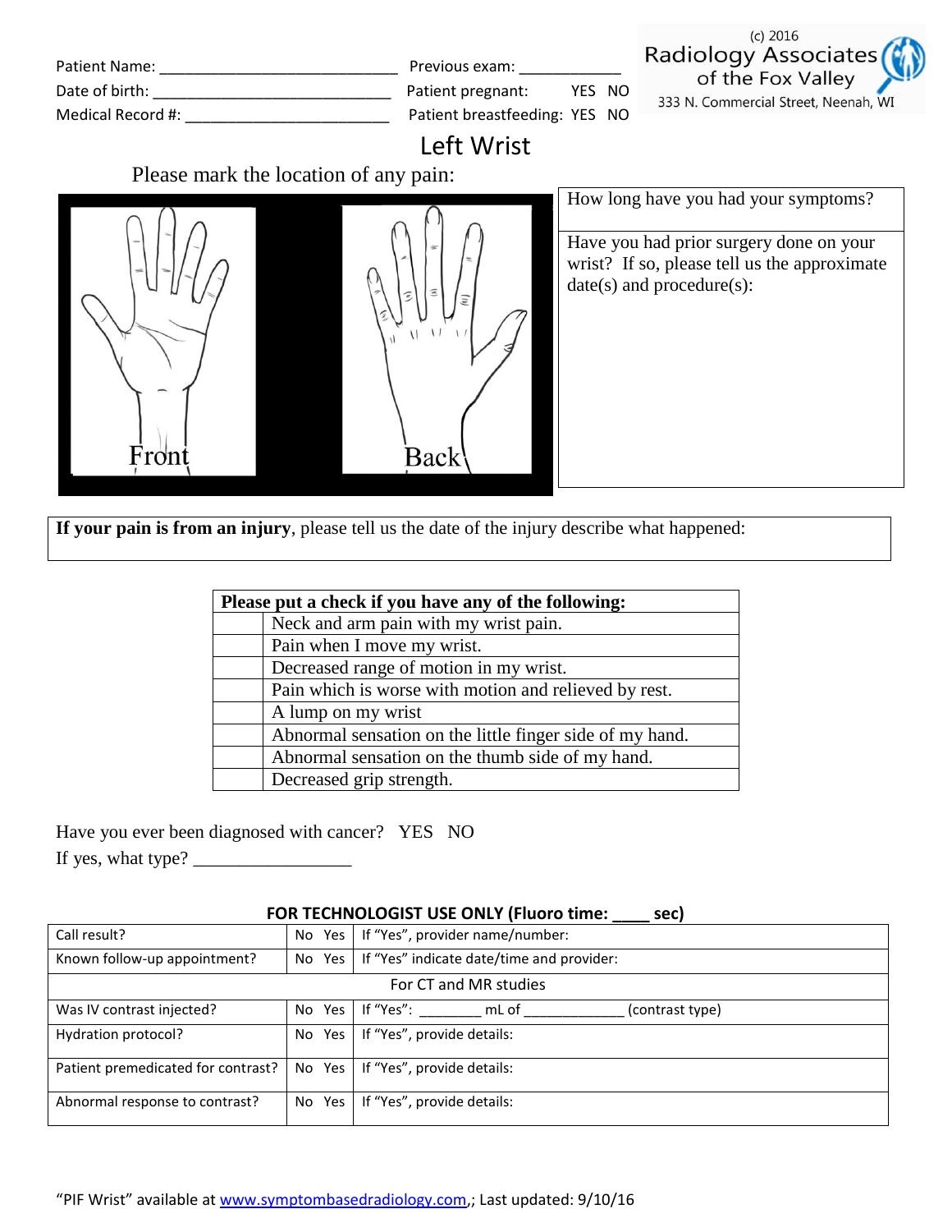Patient Name: ___________________________

Date of birth: ___________________________

Medical Record #: ________________________

Previous exam: ___________

Patient pregnant: YES NO

Patient breastfeeding: YES NO

(c) 2016
Radiology Associates of the Fox Valley
333 N. Commercial Street, Neenah, WI

# Left Wrist

Please mark the location of any pain:

Front

Back

How long have you had your symptoms?

Have you had prior surgery done on your wrist? If so, please tell us the approximate date(s) and procedure(s):

**If your pain is from an injury**, please tell us the date of the injury describe what happened:

| **Please put a check if you have any of the following:** | |
|---|---|
| | Neck and arm pain with my wrist pain. |
| | Pain when I move my wrist. |
| | Decreased range of motion in my wrist. |
| | Pain which is worse with motion and relieved by rest. |
| | A lump on my wrist |
| | Abnormal sensation on the little finger side of my hand. |
| | Abnormal sensation on the thumb side of my hand. |
| | Decreased grip strength. |

Have you ever been diagnosed with cancer? YES NO

If yes, what type? _________________

**FOR TECHNOLOGIST USE ONLY (Fluoro time: ____ sec)**

| | | |
|---|---|---|
| Call result? | No Yes | If "Yes", provider name/number: |
| Known follow-up appointment? | No Yes | If "Yes" indicate date/time and provider: |
| For CT and MR studies | | |
| Was IV contrast injected? | No Yes | If "Yes": ________ mL of _____________ (contrast type) |
| Hydration protocol? | No Yes | If "Yes", provide details: |
| Patient premedicated for contrast? | No Yes | If "Yes", provide details: |
| Abnormal response to contrast? | No Yes | If "Yes", provide details: |

"PIF Wrist" available at www.symptombasedradiology.com,; Last updated: 9/10/16